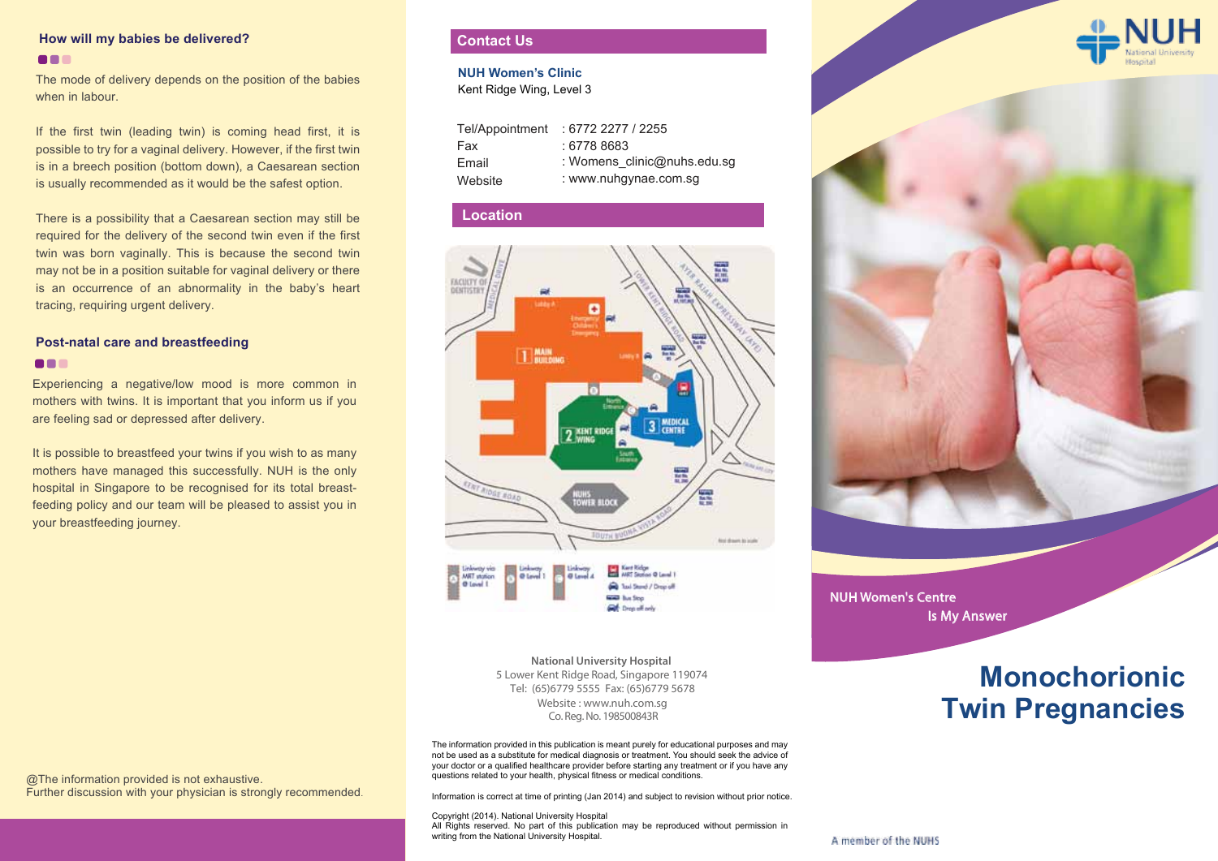## How will my babies be delivered?

The mode of delivery depends on the position of the babies when in labour.

If the first twin (leading twin) is coming head first, it is possible to try for a vaginal delivery. However, if the first twin is in a breech position (bottom down), a Caesarean section is usually recommended as it would be the safest option.

There is a possibility that a Caesarean section may still be required for the delivery of the second twin even if the first twin was born vaginally. This is because the second twin may not be in a position suitable for vaginal delivery or there is an occurrence of an abnormality in the baby's heart tracing, requiring urgent delivery.

## Post-natal care and breastfeeding

Experiencing a negative/low mood is more common in mothers with twins. It is important that you inform us if you are feeling sad or depressed after delivery.

It is possible to breastfeed your twins if you wish to as many mothers have managed this successfully. NUH is the only hospital in Singapore to be recognised for its total breast-feeding policy and our team will be pleased to assist you in your breastfeeding journey.

@The information provided is not exhaustive.
Further discussion with your physician is strongly recommended.

## Contact Us

**NUH Women's Clinic**
Kent Ridge Wing, Level 3

| | |
|---|---|
| Tel/Appointment | : 6772 2277 / 2255 |
| Fax | : 6778 8683 |
| Email | : Womens_clinic@nuhs.edu.sg |
| Website | : www.nuhgynae.com.sg |

## Location

FACULTY OF DENTISTRY
MEDICAL DRIVE
LOWER KENT RIDGE ROAD
AYER RAJAH EXPRESSWAY (AYE)
1 MAIN BUILDING
2 KENT RIDGE WING
3 MEDICAL CENTRE
NUHS TOWER BLOCK
KENT RIDGE ROAD
SOUTH BUONA VISTA ROAD
Not drawn to scale

Linkway via MRT station @ Level 1
Linkway @ Level 1
Linkway @ Level 4
Kent Ridge MRT Station @ Level 1
Taxi Stand / Drop off
Bus Stop
Drop off only

**National University Hospital**
5 Lower Kent Ridge Road, Singapore 119074
Tel: (65)6779 5555 Fax: (65)6779 5678
Website : www.nuh.com.sg
Co. Reg. No. 198500843R

The information provided in this publication is meant purely for educational purposes and may not be used as a substitute for medical diagnosis or treatment. You should seek the advice of your doctor or a qualified healthcare provider before starting any treatment or if you have any questions related to your health, physical fitness or medical conditions.

Information is correct at time of printing (Jan 2014) and subject to revision without prior notice.

Copyright (2014). National University Hospital
All Rights reserved. No part of this publication may be reproduced without permission in writing from the National University Hospital.

NUH National University Hospital

NUH Women's Centre
Is My Answer

# Monochorionic Twin Pregnancies

A member of the NUHS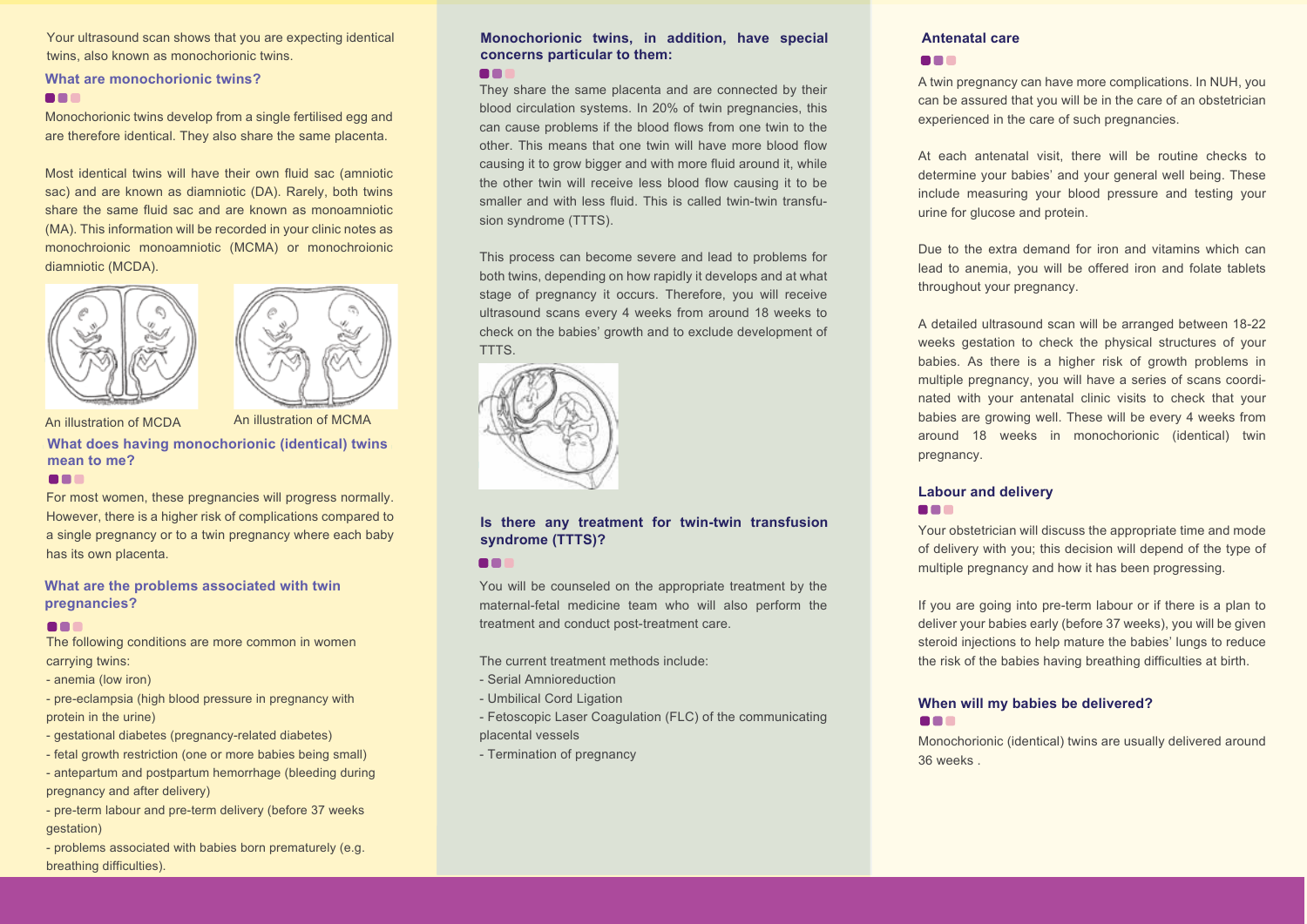Your ultrasound scan shows that you are expecting identical twins, also known as monochorionic twins.

## What are monochorionic twins?

Monochorionic twins develop from a single fertilised egg and are therefore identical. They also share the same placenta.

Most identical twins will have their own fluid sac (amniotic sac) and are known as diamniotic (DA). Rarely, both twins share the same fluid sac and are known as monoamniotic (MA). This information will be recorded in your clinic notes as monochroionic monoamniotic (MCMA) or monochroionic diamniotic (MCDA).

An illustration of MCDA

An illustration of MCMA

## What does having monochorionic (identical) twins mean to me?

For most women, these pregnancies will progress normally. However, there is a higher risk of complications compared to a single pregnancy or to a twin pregnancy where each baby has its own placenta.

## What are the problems associated with twin pregnancies?

The following conditions are more common in women carrying twins:

- anemia (low iron)
- pre-eclampsia (high blood pressure in pregnancy with protein in the urine)
- gestational diabetes (pregnancy-related diabetes)
- fetal growth restriction (one or more babies being small)
- antepartum and postpartum hemorrhage (bleeding during pregnancy and after delivery)
- pre-term labour and pre-term delivery (before 37 weeks gestation)
- problems associated with babies born prematurely (e.g. breathing difficulties).

## Monochorionic twins, in addition, have special concerns particular to them:

They share the same placenta and are connected by their blood circulation systems. In 20% of twin pregnancies, this can cause problems if the blood flows from one twin to the other. This means that one twin will have more blood flow causing it to grow bigger and with more fluid around it, while the other twin will receive less blood flow causing it to be smaller and with less fluid. This is called twin-twin transfusion syndrome (TTTS).

This process can become severe and lead to problems for both twins, depending on how rapidly it develops and at what stage of pregnancy it occurs. Therefore, you will receive ultrasound scans every 4 weeks from around 18 weeks to check on the babies' growth and to exclude development of TTTS.

## Is there any treatment for twin-twin transfusion syndrome (TTTS)?

You will be counseled on the appropriate treatment by the maternal-fetal medicine team who will also perform the treatment and conduct post-treatment care.

The current treatment methods include:

- Serial Amnioreduction
- Umbilical Cord Ligation
- Fetoscopic Laser Coagulation (FLC) of the communicating placental vessels
- Termination of pregnancy

## Antenatal care

A twin pregnancy can have more complications. In NUH, you can be assured that you will be in the care of an obstetrician experienced in the care of such pregnancies.

At each antenatal visit, there will be routine checks to determine your babies' and your general well being. These include measuring your blood pressure and testing your urine for glucose and protein.

Due to the extra demand for iron and vitamins which can lead to anemia, you will be offered iron and folate tablets throughout your pregnancy.

A detailed ultrasound scan will be arranged between 18-22 weeks gestation to check the physical structures of your babies. As there is a higher risk of growth problems in multiple pregnancy, you will have a series of scans coordinated with your antenatal clinic visits to check that your babies are growing well. These will be every 4 weeks from around 18 weeks in monochorionic (identical) twin pregnancy.

## Labour and delivery

Your obstetrician will discuss the appropriate time and mode of delivery with you; this decision will depend of the type of multiple pregnancy and how it has been progressing.

If you are going into pre-term labour or if there is a plan to deliver your babies early (before 37 weeks), you will be given steroid injections to help mature the babies' lungs to reduce the risk of the babies having breathing difficulties at birth.

## When will my babies be delivered?

Monochorionic (identical) twins are usually delivered around 36 weeks .